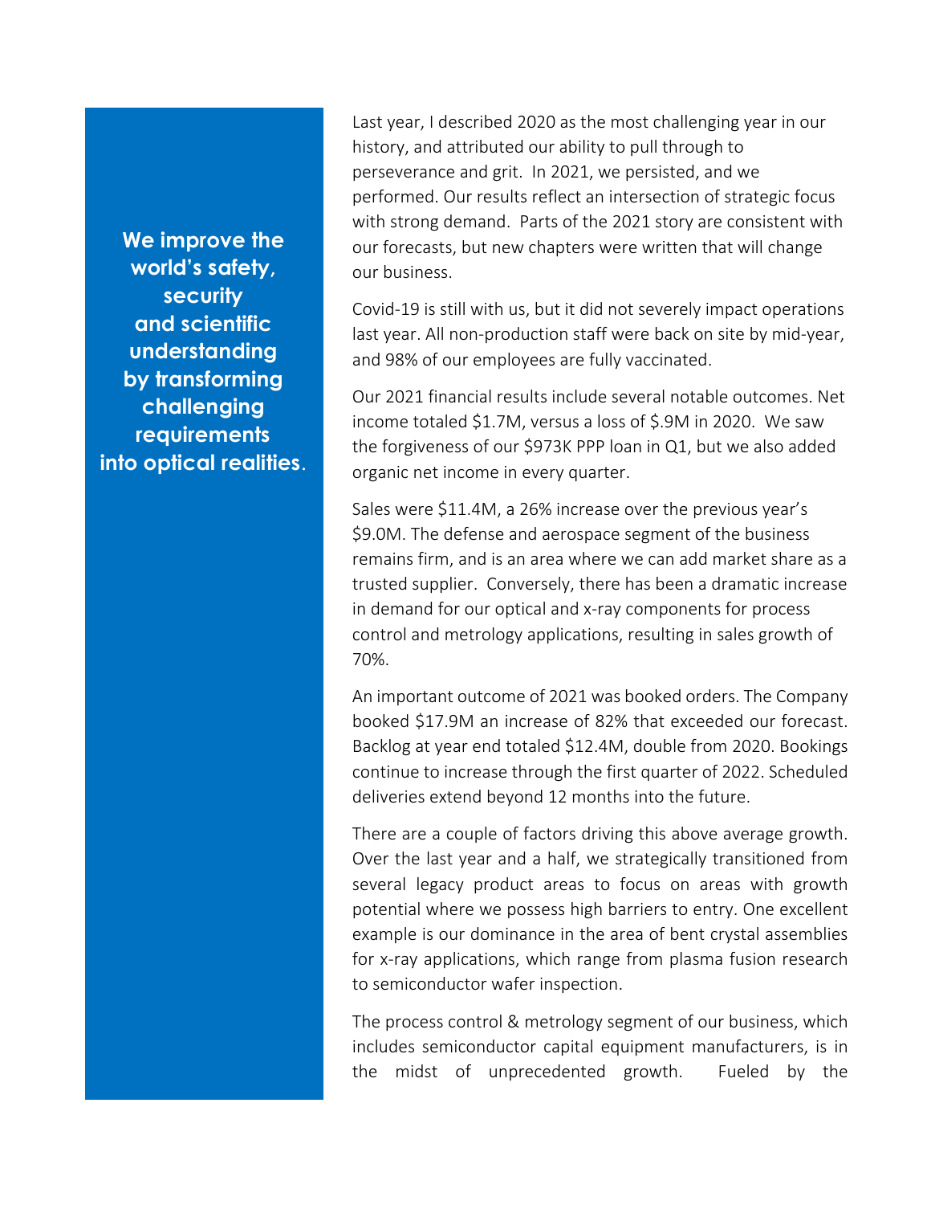**We improve the world's safety, security and scientific understanding by transforming challenging requirements into optical realities**.

Last year, I described 2020 as the most challenging year in our history, and attributed our ability to pull through to perseverance and grit. In 2021, we persisted, and we performed. Our results reflect an intersection of strategic focus with strong demand. Parts of the 2021 story are consistent with our forecasts, but new chapters were written that will change our business.

Covid-19 is still with us, but it did not severely impact operations last year. All non-production staff were back on site by mid-year, and 98% of our employees are fully vaccinated.

Our 2021 financial results include several notable outcomes. Net income totaled $1.7M, versus a loss of $.9M in 2020. We saw the forgiveness of our $973K PPP loan in Q1, but we also added organic net income in every quarter.

Sales were $11.4M, a 26% increase over the previous year's $9.0M. The defense and aerospace segment of the business remains firm, and is an area where we can add market share as a trusted supplier. Conversely, there has been a dramatic increase in demand for our optical and x-ray components for process control and metrology applications, resulting in sales growth of 70%.

An important outcome of 2021 was booked orders. The Company booked $17.9M an increase of 82% that exceeded our forecast. Backlog at year end totaled $12.4M, double from 2020. Bookings continue to increase through the first quarter of 2022. Scheduled deliveries extend beyond 12 months into the future.

There are a couple of factors driving this above average growth. Over the last year and a half, we strategically transitioned from several legacy product areas to focus on areas with growth potential where we possess high barriers to entry. One excellent example is our dominance in the area of bent crystal assemblies for x-ray applications, which range from plasma fusion research to semiconductor wafer inspection.

The process control & metrology segment of our business, which includes semiconductor capital equipment manufacturers, is in the midst of unprecedented growth. Fueled by the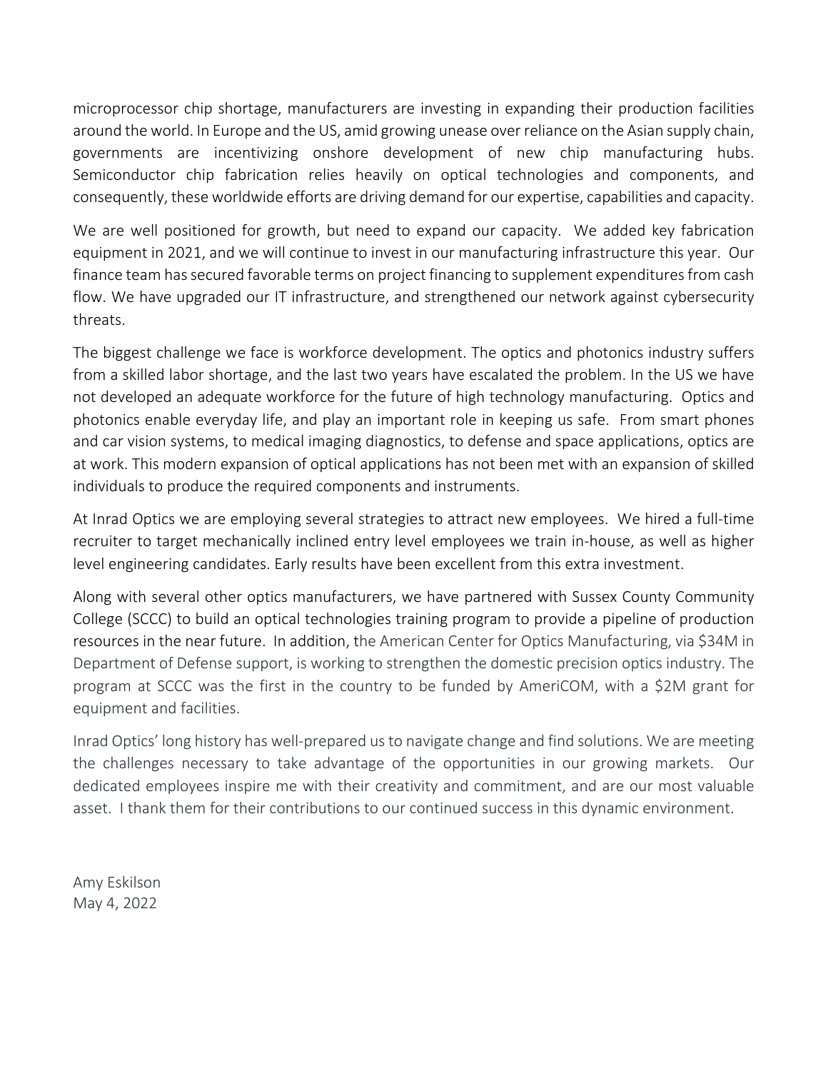microprocessor chip shortage, manufacturers are investing in expanding their production facilities around the world. In Europe and the US, amid growing unease over reliance on the Asian supply chain, governments are incentivizing onshore development of new chip manufacturing hubs. Semiconductor chip fabrication relies heavily on optical technologies and components, and consequently, these worldwide efforts are driving demand for our expertise, capabilities and capacity.

We are well positioned for growth, but need to expand our capacity. We added key fabrication equipment in 2021, and we will continue to invest in our manufacturing infrastructure this year. Our finance team has secured favorable terms on project financing to supplement expenditures from cash flow. We have upgraded our IT infrastructure, and strengthened our network against cybersecurity threats.

The biggest challenge we face is workforce development. The optics and photonics industry suffers from a skilled labor shortage, and the last two years have escalated the problem. In the US we have not developed an adequate workforce for the future of high technology manufacturing. Optics and photonics enable everyday life, and play an important role in keeping us safe. From smart phones and car vision systems, to medical imaging diagnostics, to defense and space applications, optics are at work. This modern expansion of optical applications has not been met with an expansion of skilled individuals to produce the required components and instruments.

At Inrad Optics we are employing several strategies to attract new employees. We hired a full-time recruiter to target mechanically inclined entry level employees we train in-house, as well as higher level engineering candidates. Early results have been excellent from this extra investment.

Along with several other optics manufacturers, we have partnered with Sussex County Community College (SCCC) to build an optical technologies training program to provide a pipeline of production resources in the near future. In addition, the American Center for Optics Manufacturing, via $34M in Department of Defense support, is working to strengthen the domestic precision optics industry. The program at SCCC was the first in the country to be funded by AmeriCOM, with a $2M grant for equipment and facilities.

Inrad Optics' long history has well-prepared us to navigate change and find solutions. We are meeting the challenges necessary to take advantage of the opportunities in our growing markets. Our dedicated employees inspire me with their creativity and commitment, and are our most valuable asset. I thank them for their contributions to our continued success in this dynamic environment.

Amy Eskilson
May 4, 2022